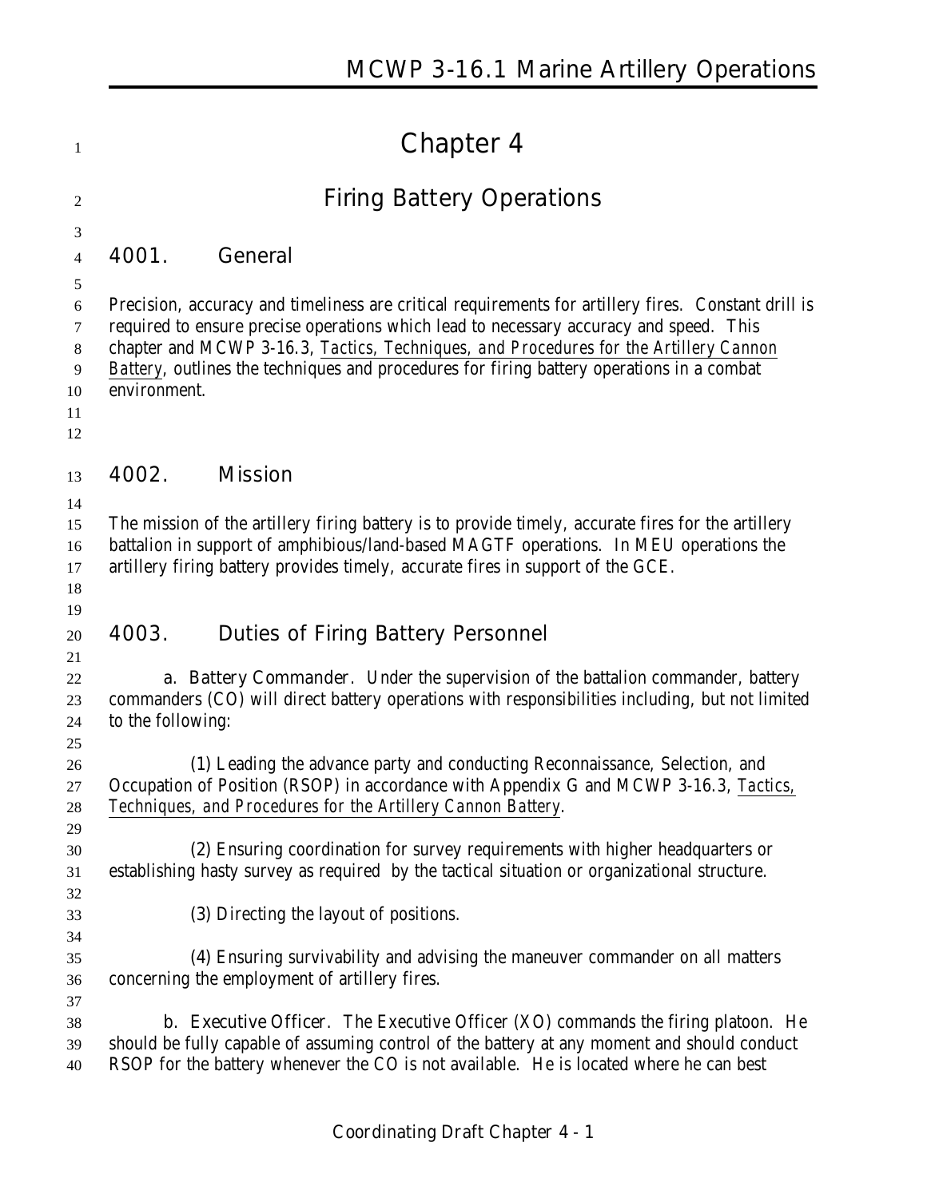# Chapter 4

# Firing Battery Operations

## 4001. General

Precision, accuracy and timeliness are critical requirements for artillery fires. Constant drill is required to ensure precise operations which lead to necessary accuracy and speed. This chapter and MCWP 3-16.3, *Tactics, Techniques, and Procedures for the Artillery Cannon Battery*, outlines the techniques and procedures for firing battery operations in a combat environment.

## 4002. Mission

The mission of the artillery firing battery is to provide timely, accurate fires for the artillery battalion in support of amphibious/land-based MAGTF operations. In MEU operations the artillery firing battery provides timely, accurate fires in support of the GCE.

## 4003. Duties of Firing Battery Personnel

a. **Battery Commander**. Under the supervision of the battalion commander, battery commanders (CO) will direct battery operations with responsibilities including, but not limited to the following:

(1) Leading the advance party and conducting Reconnaissance, Selection, and Occupation of Position (RSOP) in accordance with Appendix G and MCWP 3-16.3, *Tactics, Techniques, and Procedures for the Artillery Cannon Battery*.

(2) Ensuring coordination for survey requirements with higher headquarters or establishing hasty survey as required by the tactical situation or organizational structure.

(3) Directing the layout of positions.

(4) Ensuring survivability and advising the maneuver commander on all matters concerning the employment of artillery fires.

b. **Executive Officer**. The Executive Officer (XO) commands the firing platoon. He should be fully capable of assuming control of the battery at any moment and should conduct RSOP for the battery whenever the CO is not available. He is located where he can best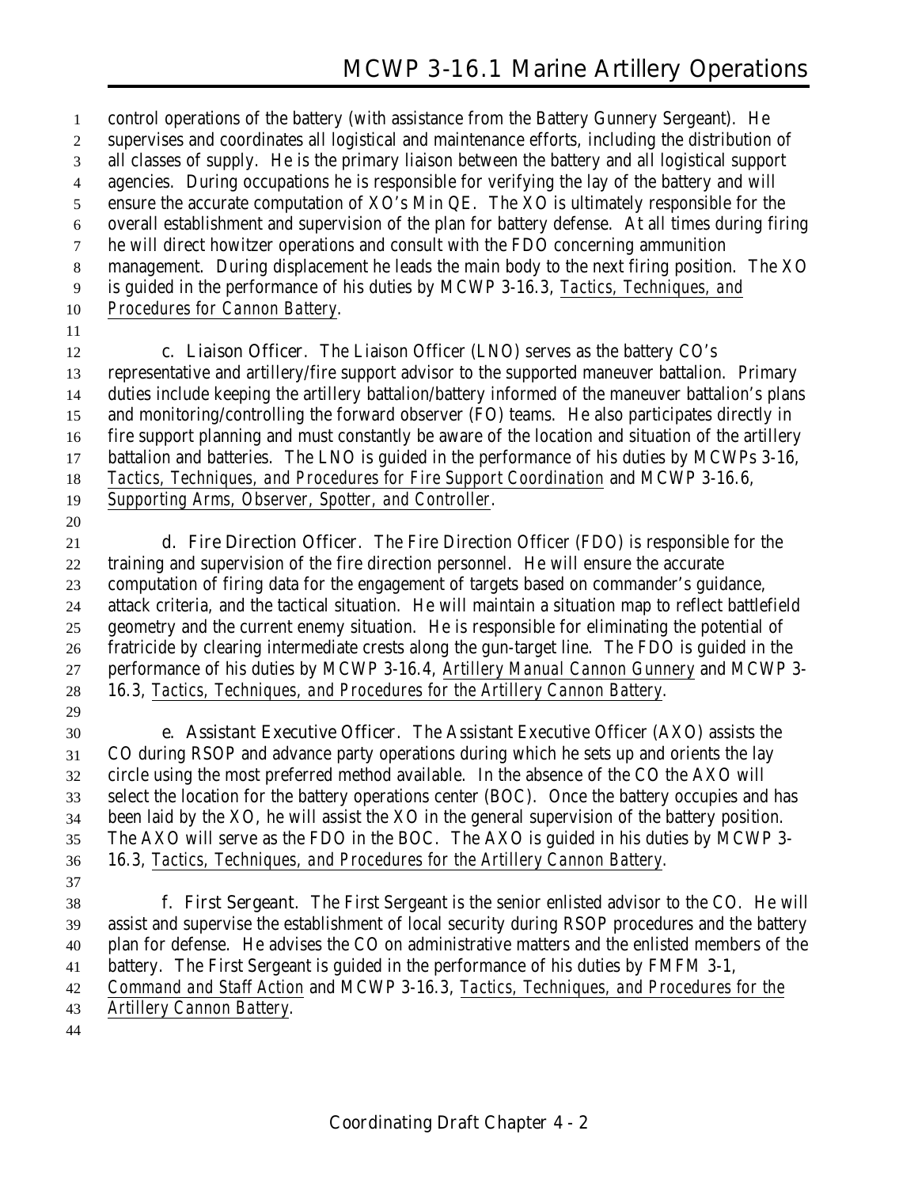control operations of the battery (with assistance from the Battery Gunnery Sergeant). He supervises and coordinates all logistical and maintenance efforts, including the distribution of all classes of supply. He is the primary liaison between the battery and all logistical support agencies. During occupations he is responsible for verifying the lay of the battery and will ensure the accurate computation of XO's Min QE. The XO is ultimately responsible for the overall establishment and supervision of the plan for battery defense. At all times during firing he will direct howitzer operations and consult with the FDO concerning ammunition management. During displacement he leads the main body to the next firing position. The XO is guided in the performance of his duties by MCWP 3-16.3, *Tactics, Techniques, and Procedures for Cannon Battery*.

**c. Liaison Officer.** The Liaison Officer (LNO) serves as the battery CO's representative and artillery/fire support advisor to the supported maneuver battalion. Primary duties include keeping the artillery battalion/battery informed of the maneuver battalion's plans and monitoring/controlling the forward observer (FO) teams. He also participates directly in fire support planning and must constantly be aware of the location and situation of the artillery battalion and batteries. The LNO is guided in the performance of his duties by MCWPs 3-16, *Tactics, Techniques, and Procedures for Fire Support Coordination* and MCWP 3-16.6, *Supporting Arms, Observer, Spotter, and Controller*.

**d. Fire Direction Officer.** The Fire Direction Officer (FDO) is responsible for the training and supervision of the fire direction personnel. He will ensure the accurate computation of firing data for the engagement of targets based on commander's guidance, attack criteria, and the tactical situation. He will maintain a situation map to reflect battlefield geometry and the current enemy situation. He is responsible for eliminating the potential of fratricide by clearing intermediate crests along the gun-target line. The FDO is guided in the performance of his duties by MCWP 3-16.4, *Artillery Manual Cannon Gunnery* and MCWP 3-16.3, *Tactics, Techniques, and Procedures for the Artillery Cannon Battery*.

**e. Assistant Executive Officer.** The Assistant Executive Officer (AXO) assists the CO during RSOP and advance party operations during which he sets up and orients the lay circle using the most preferred method available. In the absence of the CO the AXO will select the location for the battery operations center (BOC). Once the battery occupies and has been laid by the XO, he will assist the XO in the general supervision of the battery position. The AXO will serve as the FDO in the BOC. The AXO is guided in his duties by MCWP 3-16.3, *Tactics, Techniques, and Procedures for the Artillery Cannon Battery*.

**f. First Sergeant.** The First Sergeant is the senior enlisted advisor to the CO. He will assist and supervise the establishment of local security during RSOP procedures and the battery plan for defense. He advises the CO on administrative matters and the enlisted members of the battery. The First Sergeant is guided in the performance of his duties by FMFM 3-1, *Command and Staff Action* and MCWP 3-16.3, *Tactics, Techniques, and Procedures for the Artillery Cannon Battery*.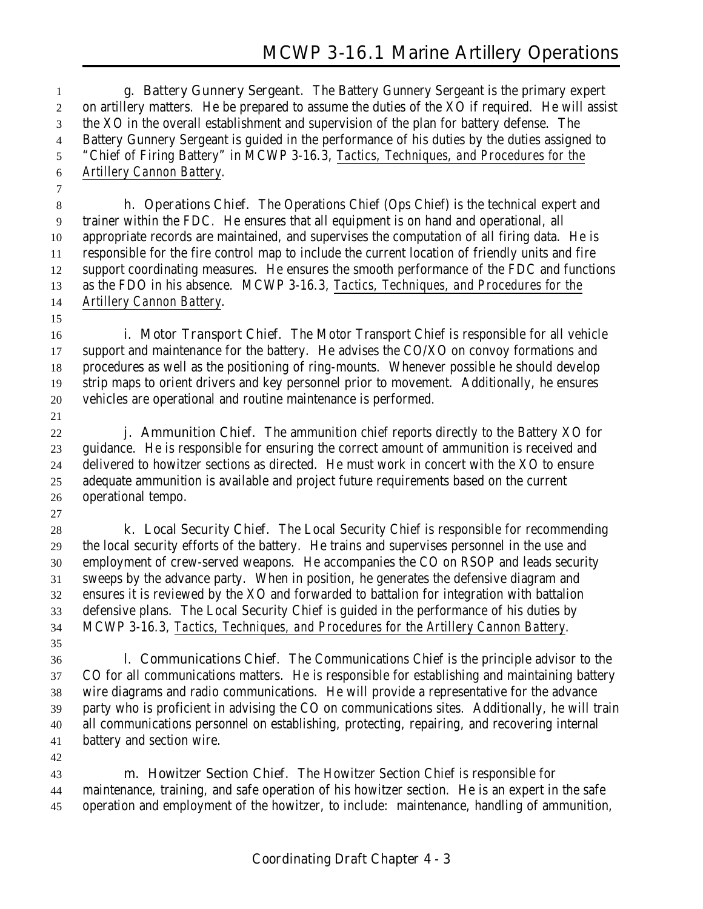g. **Battery Gunnery Sergeant**. The Battery Gunnery Sergeant is the primary expert on artillery matters. He be prepared to assume the duties of the XO if required. He will assist the XO in the overall establishment and supervision of the plan for battery defense. The Battery Gunnery Sergeant is guided in the performance of his duties by the duties assigned to "Chief of Firing Battery" in MCWP 3-16.3, *Tactics, Techniques, and Procedures for the Artillery Cannon Battery*.

h. **Operations Chief**. The Operations Chief (Ops Chief) is the technical expert and trainer within the FDC. He ensures that all equipment is on hand and operational, all appropriate records are maintained, and supervises the computation of all firing data. He is responsible for the fire control map to include the current location of friendly units and fire support coordinating measures. He ensures the smooth performance of the FDC and functions as the FDO in his absence. MCWP 3-16.3, *Tactics, Techniques, and Procedures for the Artillery Cannon Battery*.

i. **Motor Transport Chief**. The Motor Transport Chief is responsible for all vehicle support and maintenance for the battery. He advises the CO/XO on convoy formations and procedures as well as the positioning of ring-mounts. Whenever possible he should develop strip maps to orient drivers and key personnel prior to movement. Additionally, he ensures vehicles are operational and routine maintenance is performed.

j. **Ammunition Chief**. The ammunition chief reports directly to the Battery XO for guidance. He is responsible for ensuring the correct amount of ammunition is received and delivered to howitzer sections as directed. He must work in concert with the XO to ensure adequate ammunition is available and project future requirements based on the current operational tempo.

k. **Local Security Chief**. The Local Security Chief is responsible for recommending the local security efforts of the battery. He trains and supervises personnel in the use and employment of crew-served weapons. He accompanies the CO on RSOP and leads security sweeps by the advance party. When in position, he generates the defensive diagram and ensures it is reviewed by the XO and forwarded to battalion for integration with battalion defensive plans. The Local Security Chief is guided in the performance of his duties by MCWP 3-16.3, *Tactics, Techniques, and Procedures for the Artillery Cannon Battery*.

l. **Communications Chief**. The Communications Chief is the principle advisor to the CO for all communications matters. He is responsible for establishing and maintaining battery wire diagrams and radio communications. He will provide a representative for the advance party who is proficient in advising the CO on communications sites. Additionally, he will train all communications personnel on establishing, protecting, repairing, and recovering internal battery and section wire.

m. **Howitzer Section Chief**. The Howitzer Section Chief is responsible for maintenance, training, and safe operation of his howitzer section. He is an expert in the safe operation and employment of the howitzer, to include: maintenance, handling of ammunition,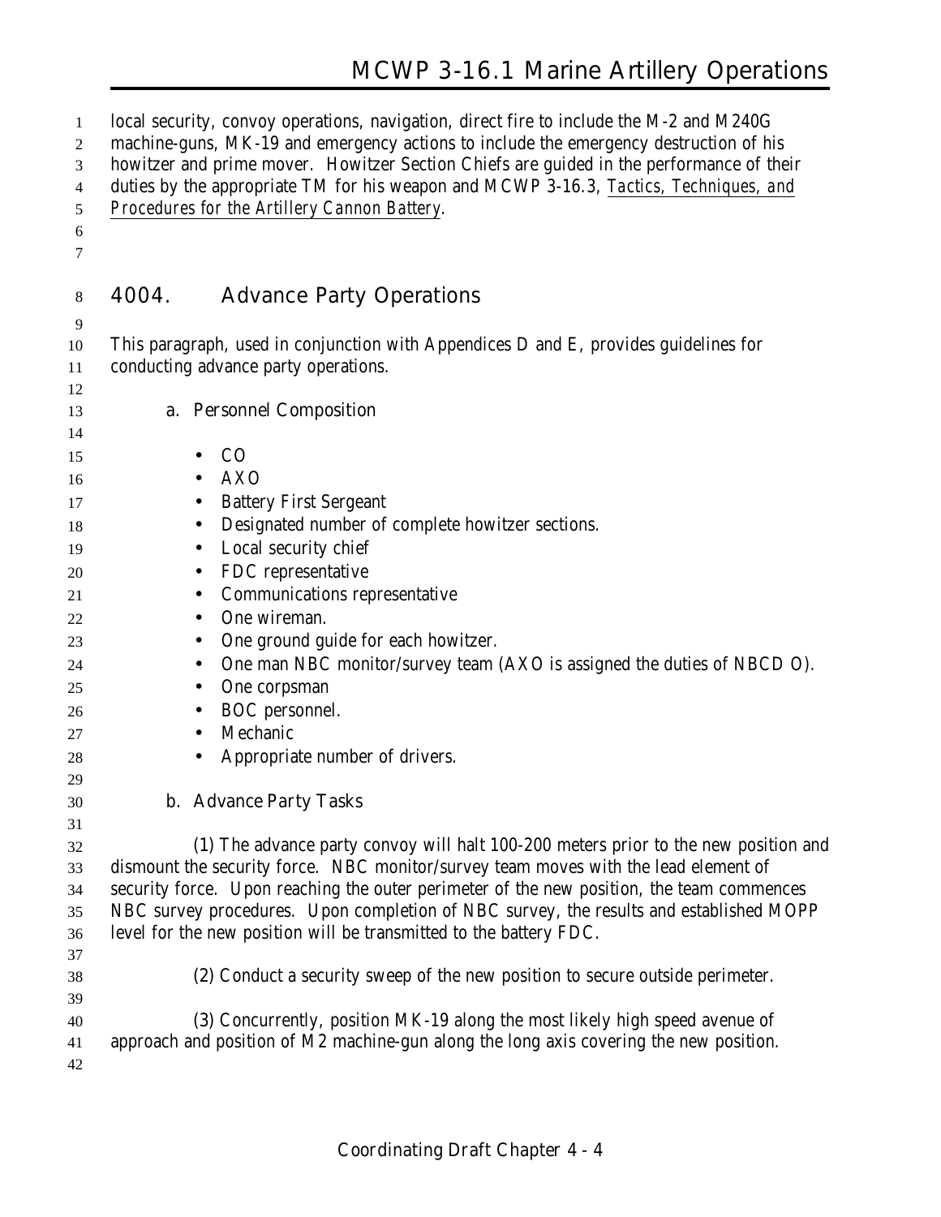local security, convoy operations, navigation, direct fire to include the M-2 and M240G machine-guns, MK-19 and emergency actions to include the emergency destruction of his howitzer and prime mover. Howitzer Section Chiefs are guided in the performance of their duties by the appropriate TM for his weapon and MCWP 3-16.3, *Tactics, Techniques, and Procedures for the Artillery Cannon Battery*.

## 4004. Advance Party Operations

This paragraph, used in conjunction with Appendices D and E, provides guidelines for conducting advance party operations.

### a. Personnel Composition

- CO
- AXO
- Battery First Sergeant
- Designated number of complete howitzer sections.
- Local security chief
- FDC representative
- Communications representative
- One wireman.
- One ground guide for each howitzer.
- One man NBC monitor/survey team (AXO is assigned the duties of NBCD O).
- One corpsman
- BOC personnel.
- Mechanic
- Appropriate number of drivers.

### b. Advance Party Tasks

(1) The advance party convoy will halt 100-200 meters prior to the new position and dismount the security force. NBC monitor/survey team moves with the lead element of security force. Upon reaching the outer perimeter of the new position, the team commences NBC survey procedures. Upon completion of NBC survey, the results and established MOPP level for the new position will be transmitted to the battery FDC.

(2) Conduct a security sweep of the new position to secure outside perimeter.

(3) Concurrently, position MK-19 along the most likely high speed avenue of approach and position of M2 machine-gun along the long axis covering the new position.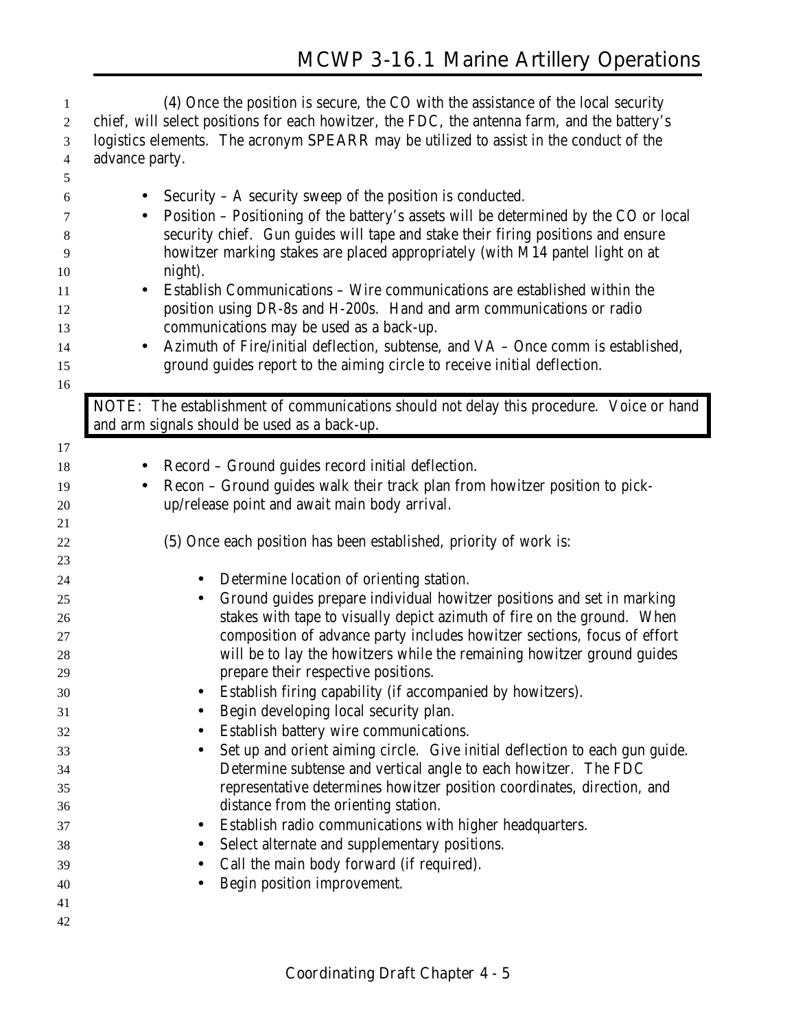(4) Once the position is secure, the CO with the assistance of the local security chief, will select positions for each howitzer, the FDC, the antenna farm, and the battery's logistics elements. The acronym SPEARR may be utilized to assist in the conduct of the advance party.

- Security – A security sweep of the position is conducted.
- Position – Positioning of the battery's assets will be determined by the CO or local security chief. Gun guides will tape and stake their firing positions and ensure howitzer marking stakes are placed appropriately (with M14 pantel light on at night).
- Establish Communications – Wire communications are established within the position using DR-8s and H-200s. Hand and arm communications or radio communications may be used as a back-up.
- Azimuth of Fire/initial deflection, subtense, and VA – Once comm is established, ground guides report to the aiming circle to receive initial deflection.

> NOTE: The establishment of communications should not delay this procedure. Voice or hand and arm signals should be used as a back-up.

- Record – Ground guides record initial deflection.
- Recon – Ground guides walk their track plan from howitzer position to pick-up/release point and await main body arrival.

(5) Once each position has been established, priority of work is:

- Determine location of orienting station.
- Ground guides prepare individual howitzer positions and set in marking stakes with tape to visually depict azimuth of fire on the ground. When composition of advance party includes howitzer sections, focus of effort will be to lay the howitzers while the remaining howitzer ground guides prepare their respective positions.
- Establish firing capability (if accompanied by howitzers).
- Begin developing local security plan.
- Establish battery wire communications.
- Set up and orient aiming circle. Give initial deflection to each gun guide. Determine subtense and vertical angle to each howitzer. The FDC representative determines howitzer position coordinates, direction, and distance from the orienting station.
- Establish radio communications with higher headquarters.
- Select alternate and supplementary positions.
- Call the main body forward (if required).
- Begin position improvement.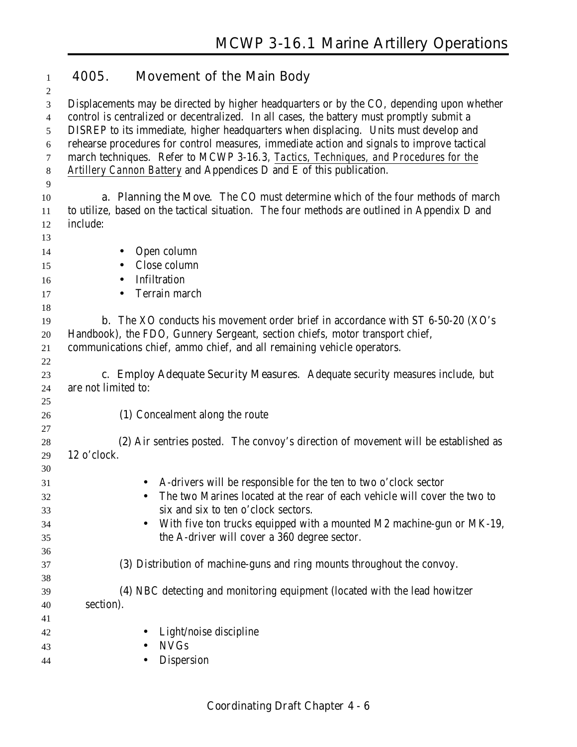## 4005. Movement of the Main Body

Displacements may be directed by higher headquarters or by the CO, depending upon whether control is centralized or decentralized. In all cases, the battery must promptly submit a DISREP to its immediate, higher headquarters when displacing. Units must develop and rehearse procedures for control measures, immediate action and signals to improve tactical march techniques. Refer to MCWP 3-16.3, *Tactics, Techniques, and Procedures for the Artillery Cannon Battery* and Appendices D and E of this publication.

a. **Planning the Move**. The CO must determine which of the four methods of march to utilize, based on the tactical situation. The four methods are outlined in Appendix D and include:

- Open column
- Close column
- Infiltration
- Terrain march

b. The XO conducts his movement order brief in accordance with ST 6-50-20 (XO's Handbook), the FDO, Gunnery Sergeant, section chiefs, motor transport chief, communications chief, ammo chief, and all remaining vehicle operators.

c. **Employ Adequate Security Measures**. Adequate security measures include, but are not limited to:

(1) Concealment along the route

(2) Air sentries posted. The convoy's direction of movement will be established as 12 o'clock.

- A-drivers will be responsible for the ten to two o'clock sector
- The two Marines located at the rear of each vehicle will cover the two to six and six to ten o'clock sectors.
- With five ton trucks equipped with a mounted M2 machine-gun or MK-19, the A-driver will cover a 360 degree sector.

(3) Distribution of machine-guns and ring mounts throughout the convoy.

(4) NBC detecting and monitoring equipment (located with the lead howitzer section).

- Light/noise discipline
- NVGs
- Dispersion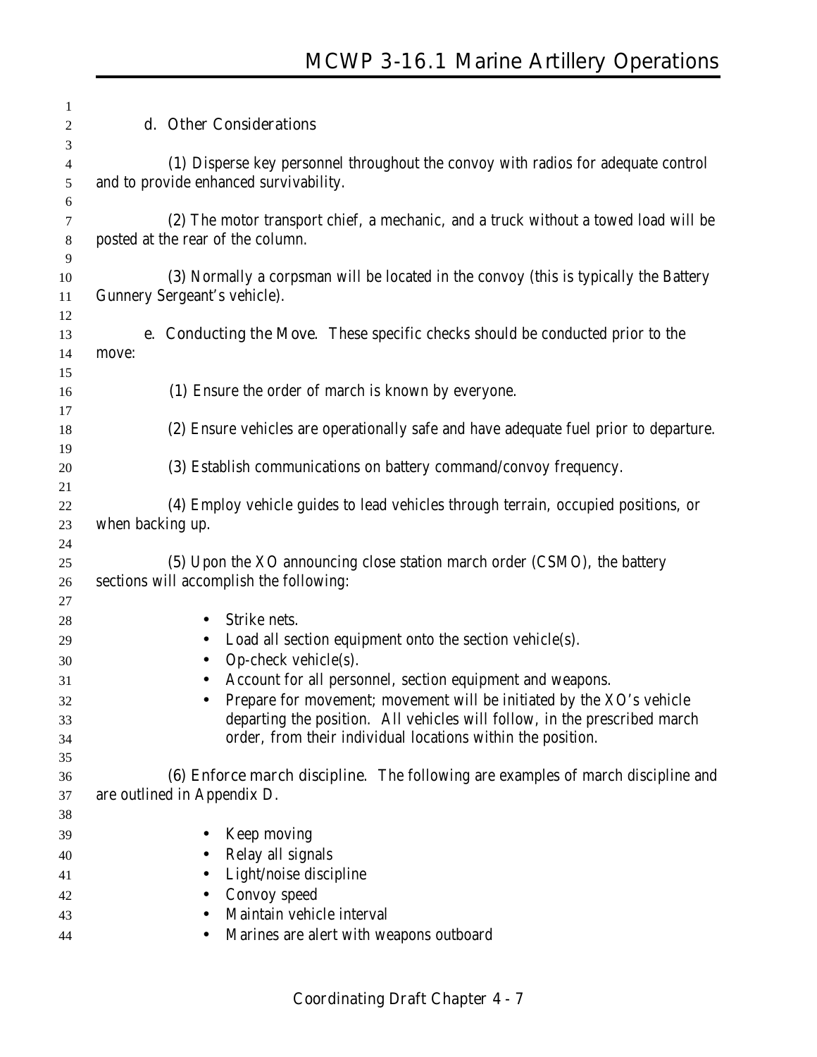d. Other Considerations

(1) Disperse key personnel throughout the convoy with radios for adequate control and to provide enhanced survivability.

(2) The motor transport chief, a mechanic, and a truck without a towed load will be posted at the rear of the column.

(3) Normally a corpsman will be located in the convoy (this is typically the Battery Gunnery Sergeant's vehicle).

e. Conducting the Move. These specific checks should be conducted prior to the move:

(1) Ensure the order of march is known by everyone.

(2) Ensure vehicles are operationally safe and have adequate fuel prior to departure.

(3) Establish communications on battery command/convoy frequency.

(4) Employ vehicle guides to lead vehicles through terrain, occupied positions, or when backing up.

(5) Upon the XO announcing close station march order (CSMO), the battery sections will accomplish the following:

- Strike nets.
- Load all section equipment onto the section vehicle(s).
- Op-check vehicle(s).
- Account for all personnel, section equipment and weapons.
- Prepare for movement; movement will be initiated by the XO's vehicle departing the position. All vehicles will follow, in the prescribed march order, from their individual locations within the position.

(6) Enforce march discipline. The following are examples of march discipline and are outlined in Appendix D.

- Keep moving
- Relay all signals
- Light/noise discipline
- Convoy speed
- Maintain vehicle interval
- Marines are alert with weapons outboard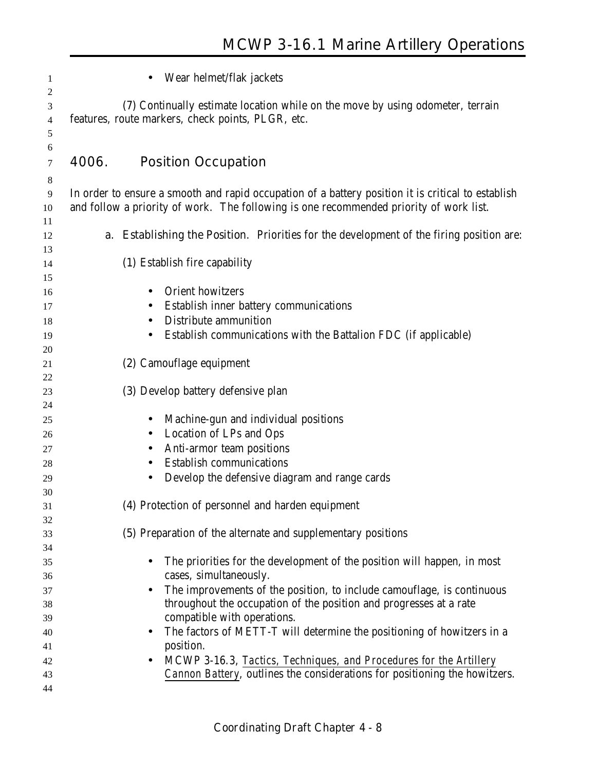- Wear helmet/flak jackets

(7) Continually estimate location while on the move by using odometer, terrain features, route markers, check points, PLGR, etc.

## 4006. Position Occupation

In order to ensure a smooth and rapid occupation of a battery position it is critical to establish and follow a priority of work. The following is one recommended priority of work list.

a. **Establishing the Position.** Priorities for the development of the firing position are:

(1) Establish fire capability

- Orient howitzers
- Establish inner battery communications
- Distribute ammunition
- Establish communications with the Battalion FDC (if applicable)

(2) Camouflage equipment

(3) Develop battery defensive plan

- Machine-gun and individual positions
- Location of LPs and Ops
- Anti-armor team positions
- Establish communications
- Develop the defensive diagram and range cards

(4) Protection of personnel and harden equipment

(5) Preparation of the alternate and supplementary positions

- The priorities for the development of the position will happen, in most cases, simultaneously.
- The improvements of the position, to include camouflage, is continuous throughout the occupation of the position and progresses at a rate compatible with operations.
- The factors of METT-T will determine the positioning of howitzers in a position.
- MCWP 3-16.3, *Tactics, Techniques, and Procedures for the Artillery Cannon Battery*, outlines the considerations for positioning the howitzers.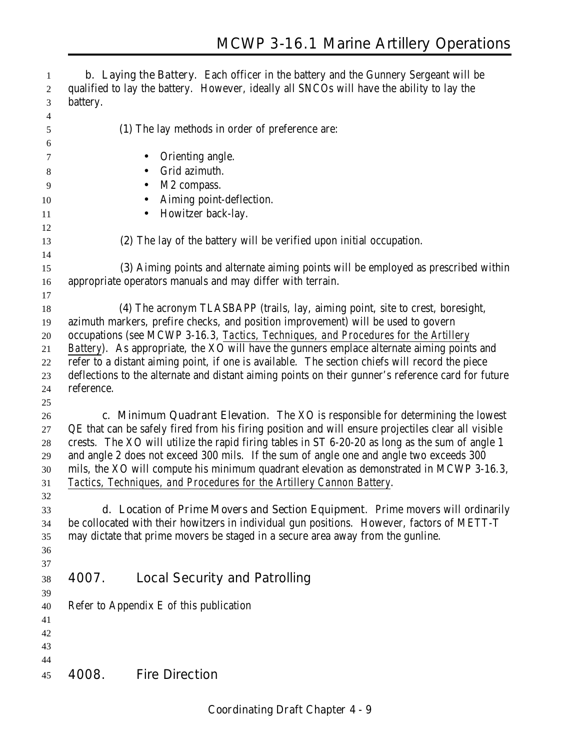**b. Laying the Battery.** Each officer in the battery and the Gunnery Sergeant will be qualified to lay the battery. However, ideally all SNCOs will have the ability to lay the battery.

(1) The lay methods in order of preference are:

- Orienting angle.
- Grid azimuth.
- M2 compass.
- Aiming point-deflection.
- Howitzer back-lay.

(2) The lay of the battery will be verified upon initial occupation.

(3) Aiming points and alternate aiming points will be employed as prescribed within appropriate operators manuals and may differ with terrain.

(4) The acronym TLASBAPP (trails, lay, aiming point, site to crest, boresight, azimuth markers, prefire checks, and position improvement) will be used to govern occupations (see MCWP 3-16.3, *Tactics, Techniques, and Procedures for the Artillery Battery*). As appropriate, the XO will have the gunners emplace alternate aiming points and refer to a distant aiming point, if one is available. The section chiefs will record the piece deflections to the alternate and distant aiming points on their gunner's reference card for future reference.

**c. Minimum Quadrant Elevation.** The XO is responsible for determining the lowest QE that can be safely fired from his firing position and will ensure projectiles clear all visible crests. The XO will utilize the rapid firing tables in ST 6-20-20 as long as the sum of angle 1 and angle 2 does not exceed 300 mils. If the sum of angle one and angle two exceeds 300 mils, the XO will compute his minimum quadrant elevation as demonstrated in MCWP 3-16.3, *Tactics, Techniques, and Procedures for the Artillery Cannon Battery*.

**d. Location of Prime Movers and Section Equipment.** Prime movers will ordinarily be collocated with their howitzers in individual gun positions. However, factors of METT-T may dictate that prime movers be staged in a secure area away from the gunline.

## 4007. Local Security and Patrolling

Refer to Appendix E of this publication

## 4008. Fire Direction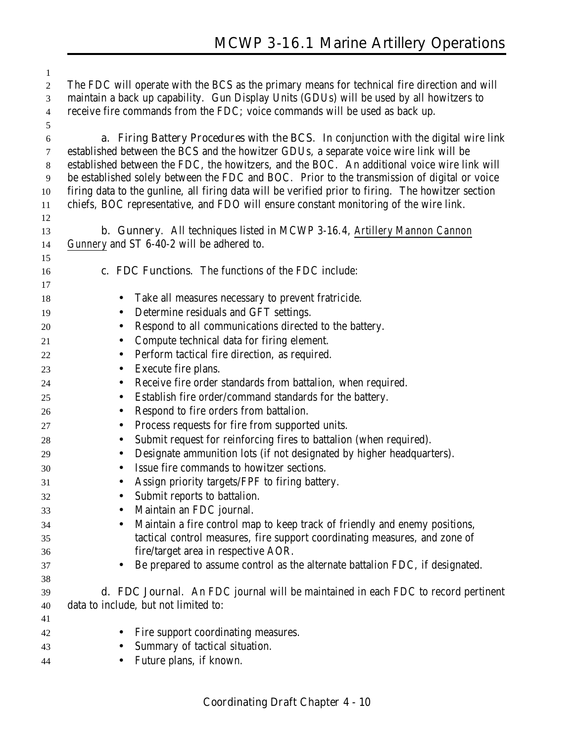The FDC will operate with the BCS as the primary means for technical fire direction and will maintain a back up capability. Gun Display Units (GDUs) will be used by all howitzers to receive fire commands from the FDC; voice commands will be used as back up.

**a. Firing Battery Procedures with the BCS.** In conjunction with the digital wire link established between the BCS and the howitzer GDUs, a separate voice wire link will be established between the FDC, the howitzers, and the BOC. An additional voice wire link will be established solely between the FDC and BOC. Prior to the transmission of digital or voice firing data to the gunline, all firing data will be verified prior to firing. The howitzer section chiefs, BOC representative, and FDO will ensure constant monitoring of the wire link.

**b. Gunnery.** All techniques listed in MCWP 3-16.4, Artillery Mannon Cannon Gunnery and ST 6-40-2 will be adhered to.

**c. FDC Functions.** The functions of the FDC include:

- Take all measures necessary to prevent fratricide.
- Determine residuals and GFT settings.
- Respond to all communications directed to the battery.
- Compute technical data for firing element.
- Perform tactical fire direction, as required.
- Execute fire plans.
- Receive fire order standards from battalion, when required.
- Establish fire order/command standards for the battery.
- Respond to fire orders from battalion.
- Process requests for fire from supported units.
- Submit request for reinforcing fires to battalion (when required).
- Designate ammunition lots (if not designated by higher headquarters).
- Issue fire commands to howitzer sections.
- Assign priority targets/FPF to firing battery.
- Submit reports to battalion.
- Maintain an FDC journal.
- Maintain a fire control map to keep track of friendly and enemy positions, tactical control measures, fire support coordinating measures, and zone of fire/target area in respective AOR.
- Be prepared to assume control as the alternate battalion FDC, if designated.

**d. FDC Journal.** An FDC journal will be maintained in each FDC to record pertinent data to include, but not limited to:

- Fire support coordinating measures.
- Summary of tactical situation.
- Future plans, if known.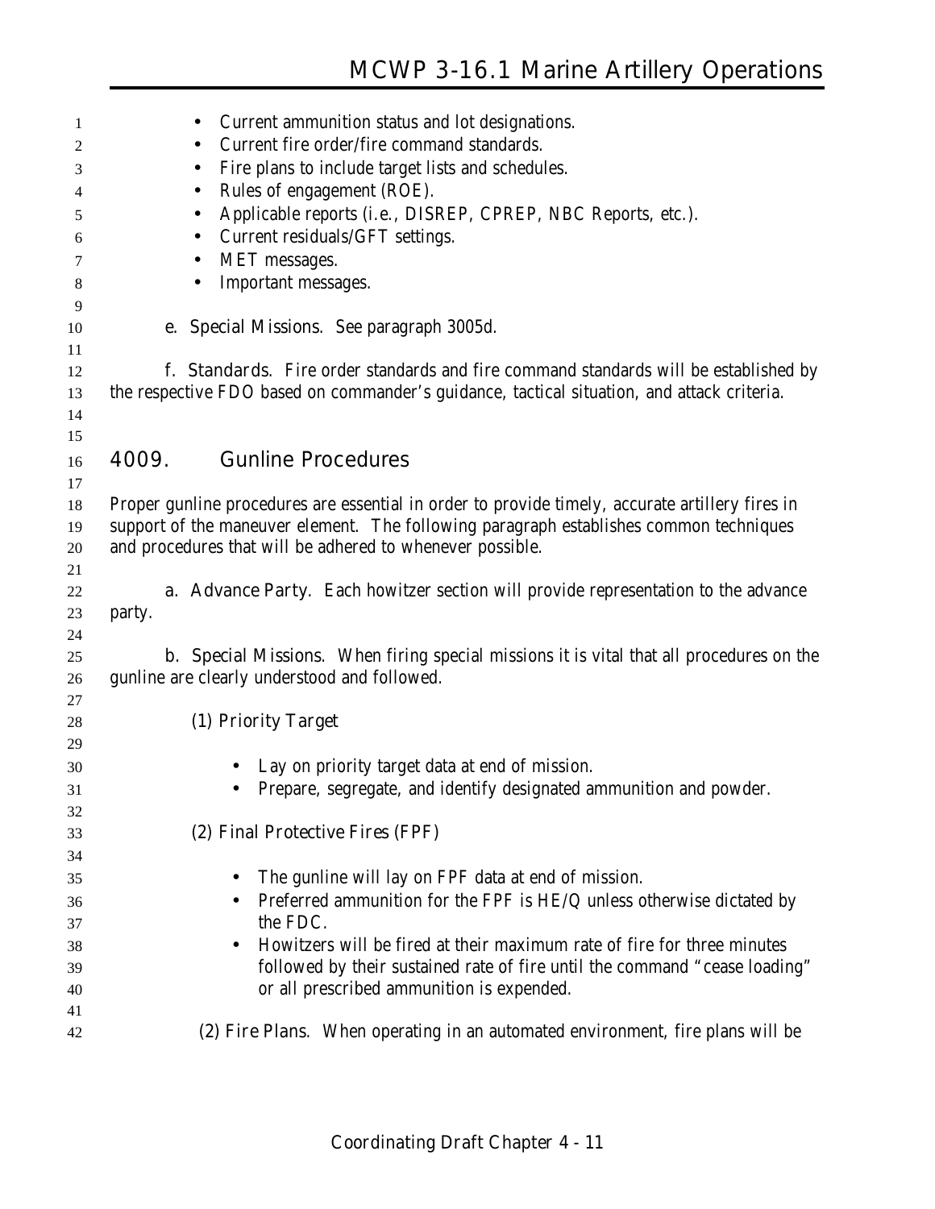- Current ammunition status and lot designations.
- Current fire order/fire command standards.
- Fire plans to include target lists and schedules.
- Rules of engagement (ROE).
- Applicable reports (i.e., DISREP, CPREP, NBC Reports, etc.).
- Current residuals/GFT settings.
- MET messages.
- Important messages.

**e. Special Missions.** See paragraph 3005d.

**f. Standards.** Fire order standards and fire command standards will be established by the respective FDO based on commander's guidance, tactical situation, and attack criteria.

## 4009. Gunline Procedures

Proper gunline procedures are essential in order to provide timely, accurate artillery fires in support of the maneuver element. The following paragraph establishes common techniques and procedures that will be adhered to whenever possible.

**a. Advance Party.** Each howitzer section will provide representation to the advance party.

**b. Special Missions.** When firing special missions it is vital that all procedures on the gunline are clearly understood and followed.

**(1) Priority Target**

- Lay on priority target data at end of mission.
- Prepare, segregate, and identify designated ammunition and powder.

**(2) Final Protective Fires (FPF)**

- The gunline will lay on FPF data at end of mission.
- Preferred ammunition for the FPF is HE/Q unless otherwise dictated by the FDC.
- Howitzers will be fired at their maximum rate of fire for three minutes followed by their sustained rate of fire until the command "cease loading" or all prescribed ammunition is expended.

**(2) Fire Plans.** When operating in an automated environment, fire plans will be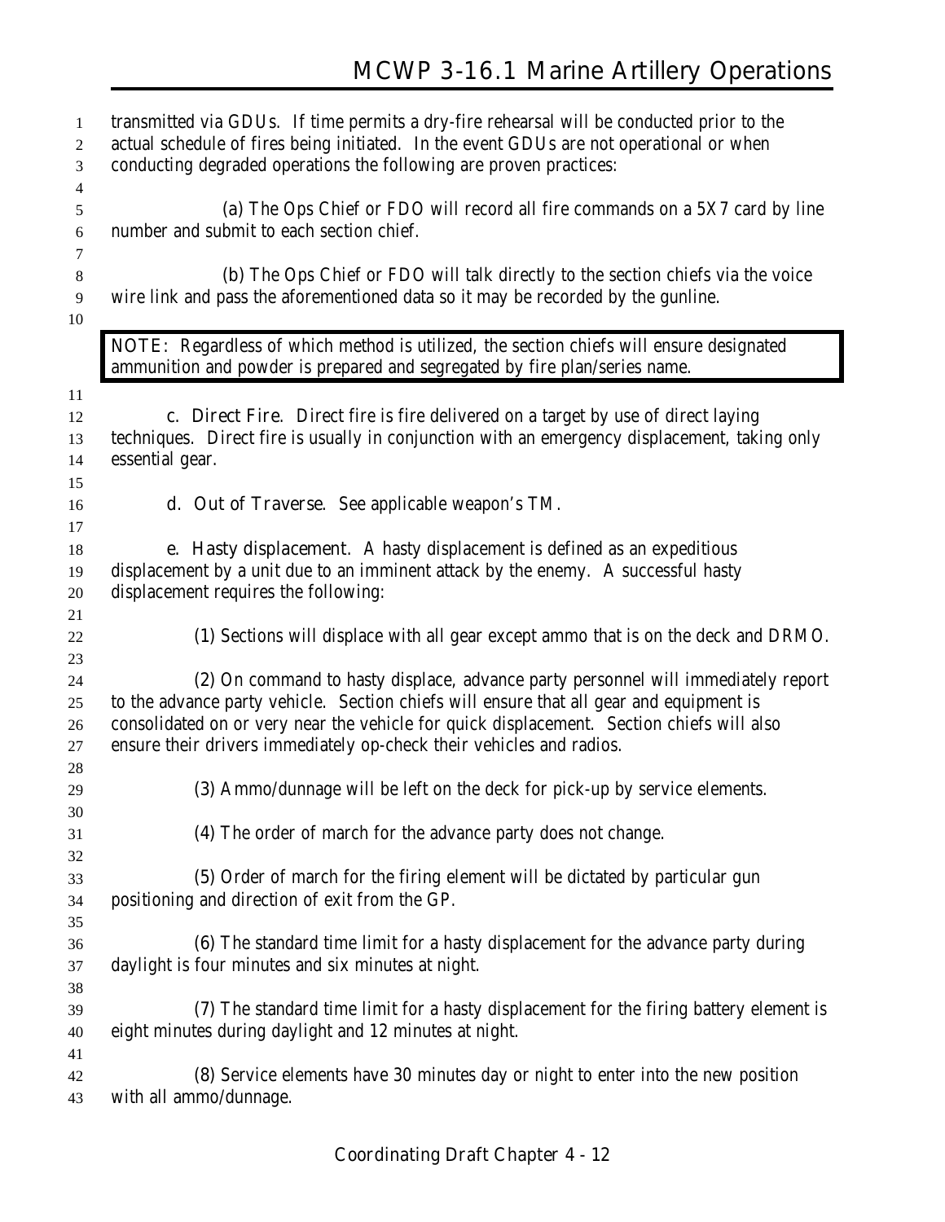transmitted via GDUs. If time permits a dry-fire rehearsal will be conducted prior to the actual schedule of fires being initiated. In the event GDUs are not operational or when conducting degraded operations the following are proven practices:

(a) The Ops Chief or FDO will record all fire commands on a 5X7 card by line number and submit to each section chief.

(b) The Ops Chief or FDO will talk directly to the section chiefs via the voice wire link and pass the aforementioned data so it may be recorded by the gunline.

> NOTE: Regardless of which method is utilized, the section chiefs will ensure designated ammunition and powder is prepared and segregated by fire plan/series name.

c. **Direct Fire**. Direct fire is fire delivered on a target by use of direct laying techniques. Direct fire is usually in conjunction with an emergency displacement, taking only essential gear.

d. **Out of Traverse**. See applicable weapon's TM.

e. **Hasty displacement**. A hasty displacement is defined as an expeditious displacement by a unit due to an imminent attack by the enemy. A successful hasty displacement requires the following:

(1) Sections will displace with all gear except ammo that is on the deck and DRMO.

(2) On command to hasty displace, advance party personnel will immediately report to the advance party vehicle. Section chiefs will ensure that all gear and equipment is consolidated on or very near the vehicle for quick displacement. Section chiefs will also ensure their drivers immediately op-check their vehicles and radios.

(3) Ammo/dunnage will be left on the deck for pick-up by service elements.

(4) The order of march for the advance party does not change.

(5) Order of march for the firing element will be dictated by particular gun positioning and direction of exit from the GP.

(6) The standard time limit for a hasty displacement for the advance party during daylight is four minutes and six minutes at night.

(7) The standard time limit for a hasty displacement for the firing battery element is eight minutes during daylight and 12 minutes at night.

(8) Service elements have 30 minutes day or night to enter into the new position with all ammo/dunnage.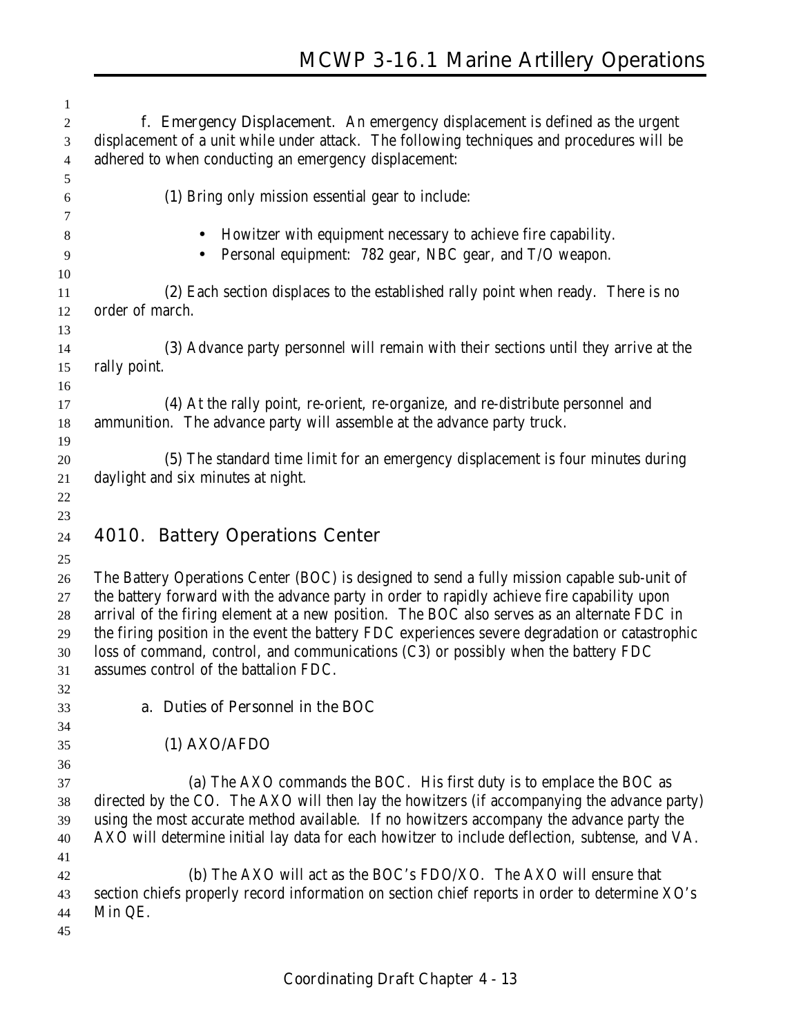**f. Emergency Displacement.** An emergency displacement is defined as the urgent displacement of a unit while under attack. The following techniques and procedures will be adhered to when conducting an emergency displacement:

(1) Bring only mission essential gear to include:

- Howitzer with equipment necessary to achieve fire capability.
- Personal equipment: 782 gear, NBC gear, and T/O weapon.

(2) Each section displaces to the established rally point when ready. There is no order of march.

(3) Advance party personnel will remain with their sections until they arrive at the rally point.

(4) At the rally point, re-orient, re-organize, and re-distribute personnel and ammunition. The advance party will assemble at the advance party truck.

(5) The standard time limit for an emergency displacement is four minutes during daylight and six minutes at night.

## 4010. Battery Operations Center

The Battery Operations Center (BOC) is designed to send a fully mission capable sub-unit of the battery forward with the advance party in order to rapidly achieve fire capability upon arrival of the firing element at a new position. The BOC also serves as an alternate FDC in the firing position in the event the battery FDC experiences severe degradation or catastrophic loss of command, control, and communications (C3) or possibly when the battery FDC assumes control of the battalion FDC.

**a. Duties of Personnel in the BOC**

(1) AXO/AFDO

(a) The AXO commands the BOC. His first duty is to emplace the BOC as directed by the CO. The AXO will then lay the howitzers (if accompanying the advance party) using the most accurate method available. If no howitzers accompany the advance party the AXO will determine initial lay data for each howitzer to include deflection, subtense, and VA.

(b) The AXO will act as the BOC's FDO/XO. The AXO will ensure that section chiefs properly record information on section chief reports in order to determine XO's Min QE.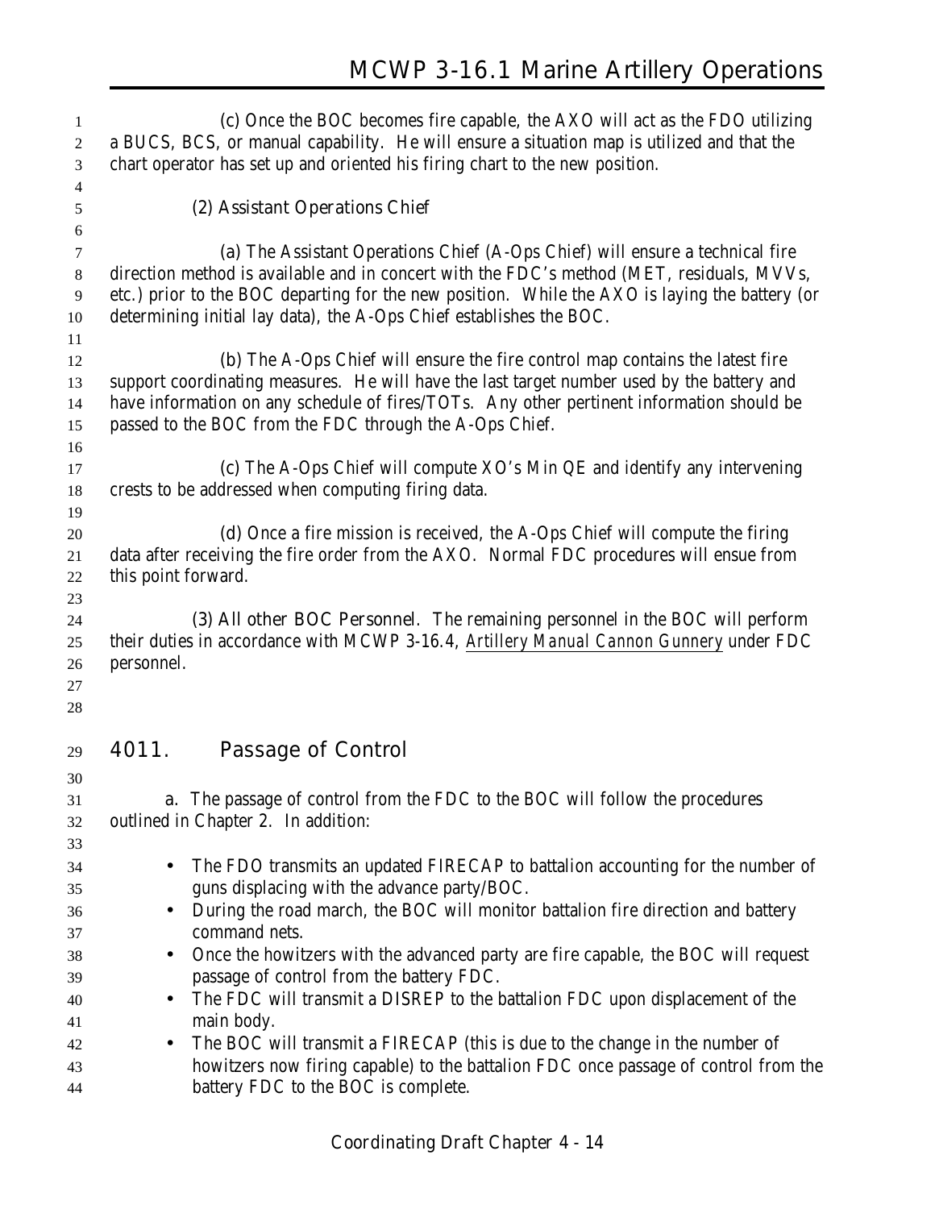(c) Once the BOC becomes fire capable, the AXO will act as the FDO utilizing a BUCS, BCS, or manual capability. He will ensure a situation map is utilized and that the chart operator has set up and oriented his firing chart to the new position.

(2) Assistant Operations Chief

(a) The Assistant Operations Chief (A-Ops Chief) will ensure a technical fire direction method is available and in concert with the FDC's method (MET, residuals, MVVs, etc.) prior to the BOC departing for the new position. While the AXO is laying the battery (or determining initial lay data), the A-Ops Chief establishes the BOC.

(b) The A-Ops Chief will ensure the fire control map contains the latest fire support coordinating measures. He will have the last target number used by the battery and have information on any schedule of fires/TOTs. Any other pertinent information should be passed to the BOC from the FDC through the A-Ops Chief.

(c) The A-Ops Chief will compute XO's Min QE and identify any intervening crests to be addressed when computing firing data.

(d) Once a fire mission is received, the A-Ops Chief will compute the firing data after receiving the fire order from the AXO. Normal FDC procedures will ensue from this point forward.

(3) All other BOC Personnel. The remaining personnel in the BOC will perform their duties in accordance with MCWP 3-16.4, Artillery Manual Cannon Gunnery under FDC personnel.

## 4011. Passage of Control

a. The passage of control from the FDC to the BOC will follow the procedures outlined in Chapter 2. In addition:

- The FDO transmits an updated FIRECAP to battalion accounting for the number of guns displacing with the advance party/BOC.
- During the road march, the BOC will monitor battalion fire direction and battery command nets.
- Once the howitzers with the advanced party are fire capable, the BOC will request passage of control from the battery FDC.
- The FDC will transmit a DISREP to the battalion FDC upon displacement of the main body.
- The BOC will transmit a FIRECAP (this is due to the change in the number of howitzers now firing capable) to the battalion FDC once passage of control from the battery FDC to the BOC is complete.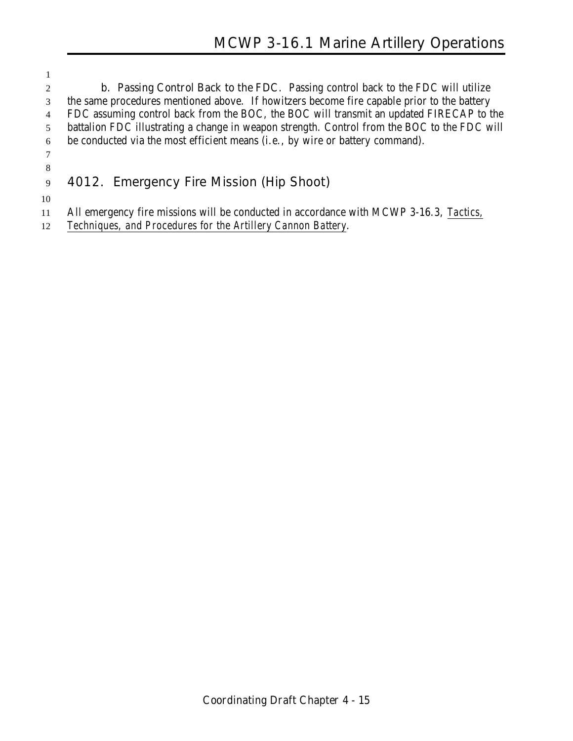**b. Passing Control Back to the FDC.** Passing control back to the FDC will utilize the same procedures mentioned above. If howitzers become fire capable prior to the battery FDC assuming control back from the BOC, the BOC will transmit an updated FIRECAP to the battalion FDC illustrating a change in weapon strength. Control from the BOC to the FDC will be conducted via the most efficient means (i.e., by wire or battery command).

## 4012. Emergency Fire Mission (Hip Shoot)

All emergency fire missions will be conducted in accordance with MCWP 3-16.3, *Tactics, Techniques, and Procedures for the Artillery Cannon Battery*.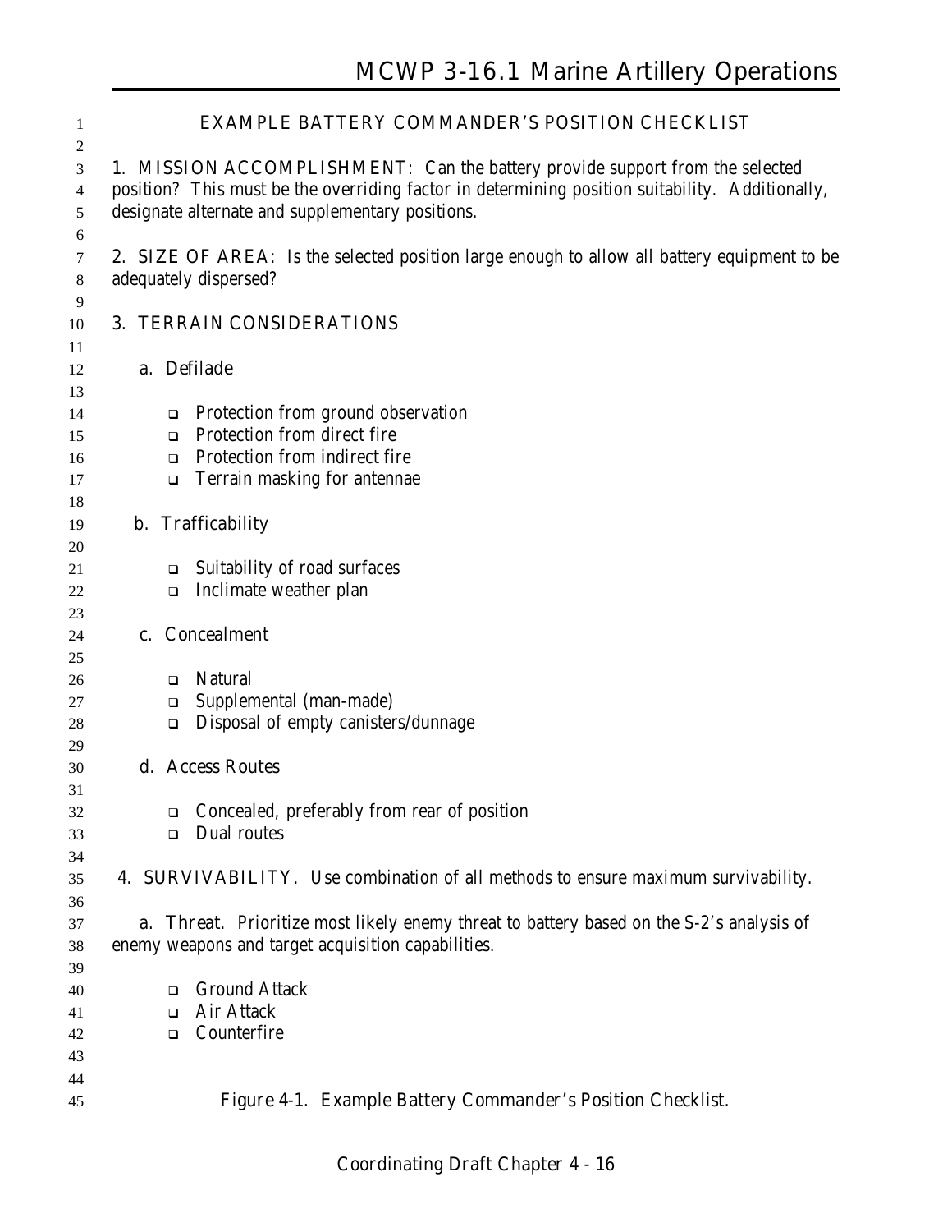## EXAMPLE BATTERY COMMANDER'S POSITION CHECKLIST

**1. MISSION ACCOMPLISHMENT:** Can the battery provide support from the selected position? This must be the overriding factor in determining position suitability. Additionally, designate alternate and supplementary positions.

**2. SIZE OF AREA:** Is the selected position large enough to allow all battery equipment to be adequately dispersed?

**3. TERRAIN CONSIDERATIONS**

a. Defilade

- ❑ Protection from ground observation
- ❑ Protection from direct fire
- ❑ Protection from indirect fire
- ❑ Terrain masking for antennae

b. Trafficability

- ❑ Suitability of road surfaces
- ❑ Inclimate weather plan

c. Concealment

- ❑ Natural
- ❑ Supplemental (man-made)
- ❑ Disposal of empty canisters/dunnage

d. Access Routes

- ❑ Concealed, preferably from rear of position
- ❑ Dual routes

**4. SURVIVABILITY.** Use combination of all methods to ensure maximum survivability.

a. Threat. Prioritize most likely enemy threat to battery based on the S-2's analysis of enemy weapons and target acquisition capabilities.

- ❑ Ground Attack
- ❑ Air Attack
- ❑ Counterfire

Figure 4-1. Example Battery Commander's Position Checklist.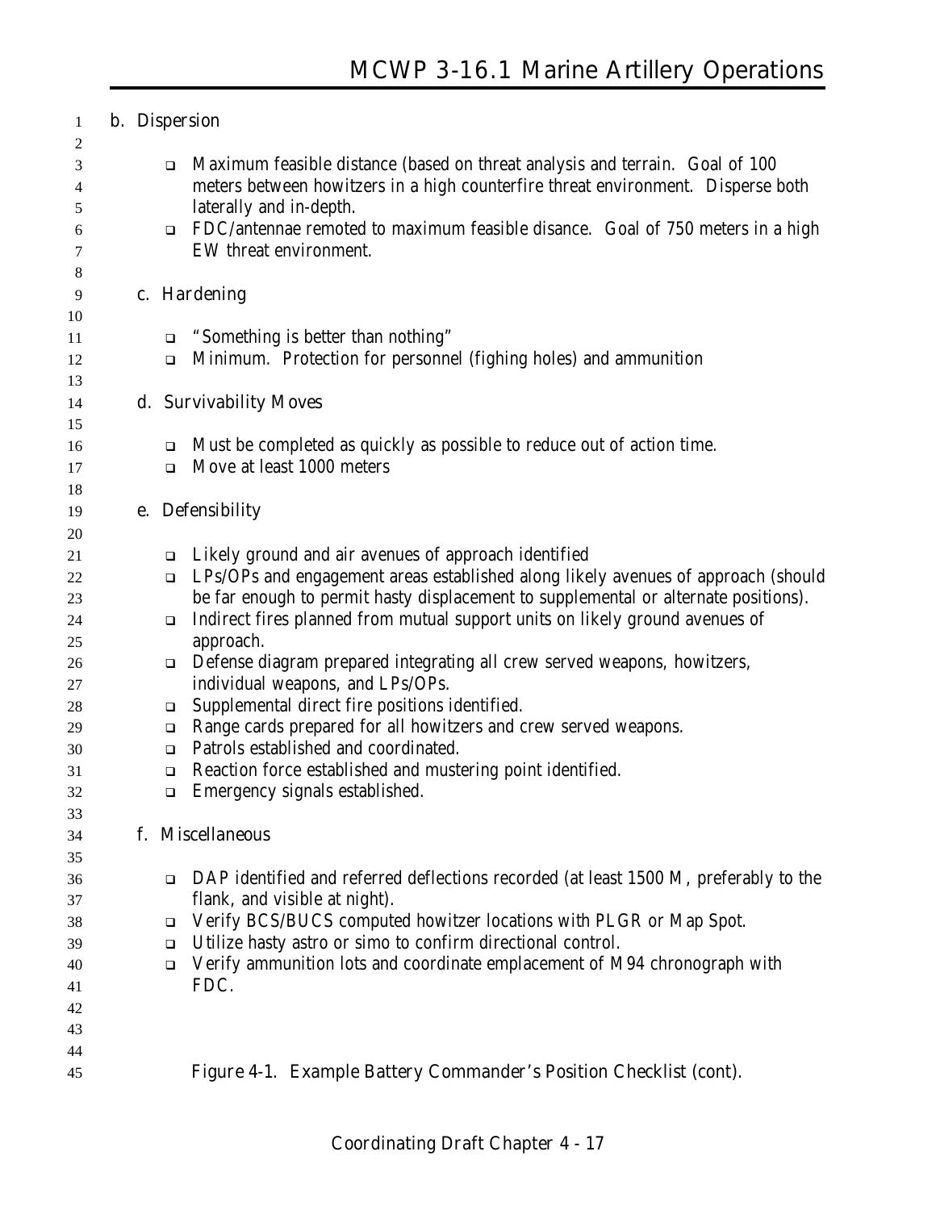b. Dispersion

- Maximum feasible distance (based on threat analysis and terrain. Goal of 100 meters between howitzers in a high counterfire threat environment. Disperse both laterally and in-depth.
- FDC/antennae remoted to maximum feasible disance. Goal of 750 meters in a high EW threat environment.

c. Hardening

- "Something is better than nothing"
- Minimum. Protection for personnel (fighing holes) and ammunition

d. Survivability Moves

- Must be completed as quickly as possible to reduce out of action time.
- Move at least 1000 meters

e. Defensibility

- Likely ground and air avenues of approach identified
- LPs/OPs and engagement areas established along likely avenues of approach (should be far enough to permit hasty displacement to supplemental or alternate positions).
- Indirect fires planned from mutual support units on likely ground avenues of approach.
- Defense diagram prepared integrating all crew served weapons, howitzers, individual weapons, and LPs/OPs.
- Supplemental direct fire positions identified.
- Range cards prepared for all howitzers and crew served weapons.
- Patrols established and coordinated.
- Reaction force established and mustering point identified.
- Emergency signals established.

f. Miscellaneous

- DAP identified and referred deflections recorded (at least 1500 M, preferably to the flank, and visible at night).
- Verify BCS/BUCS computed howitzer locations with PLGR or Map Spot.
- Utilize hasty astro or simo to confirm directional control.
- Verify ammunition lots and coordinate emplacement of M94 chronograph with FDC.

Figure 4-1. Example Battery Commander's Position Checklist (cont).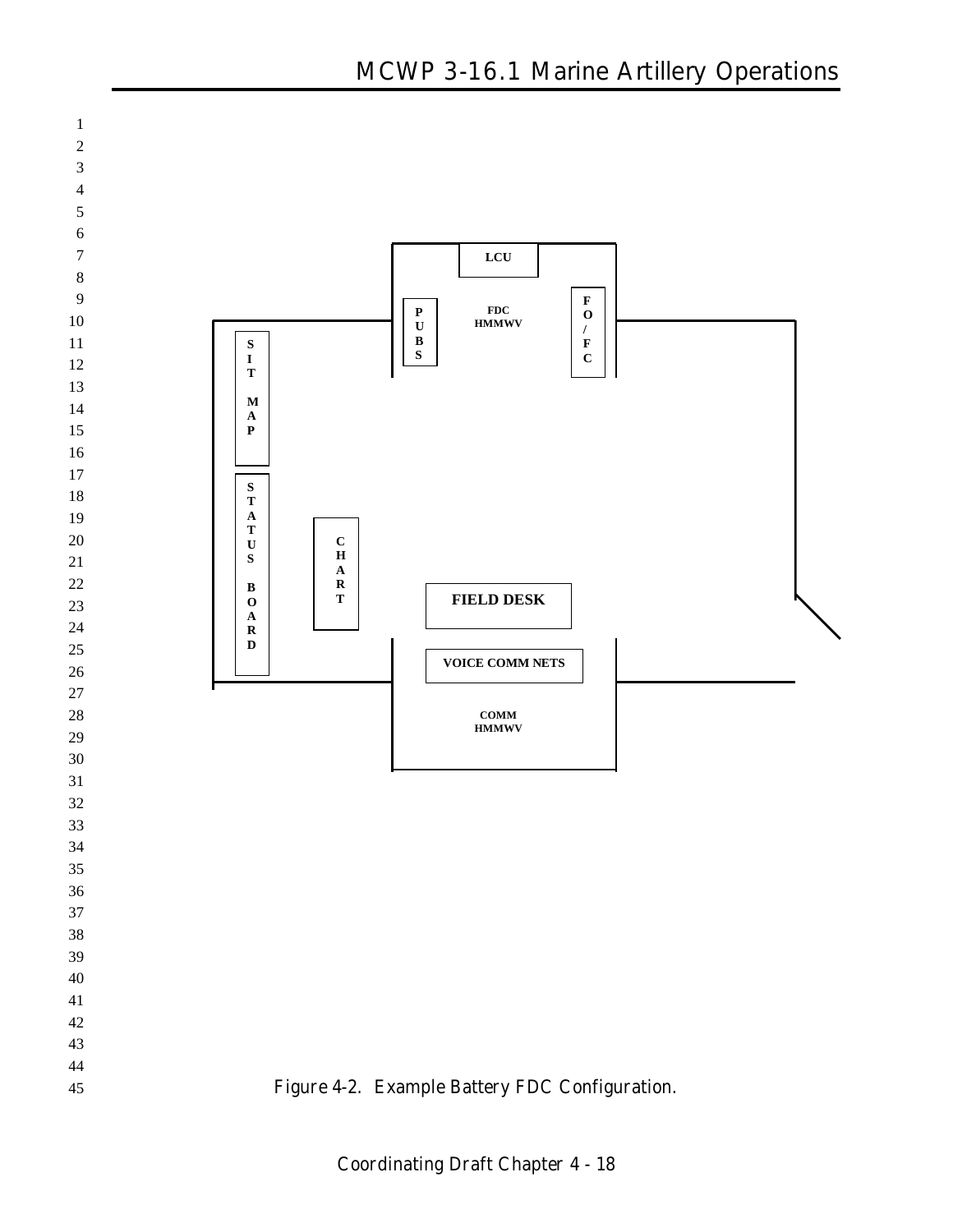LCU

FDC
HMMWV

PUBS

FO/FC

SIT MAP

STATUS BOARD

CHART

FIELD DESK

VOICE COMM NETS

COMM
HMMWV

Figure 4-2. Example Battery FDC Configuration.